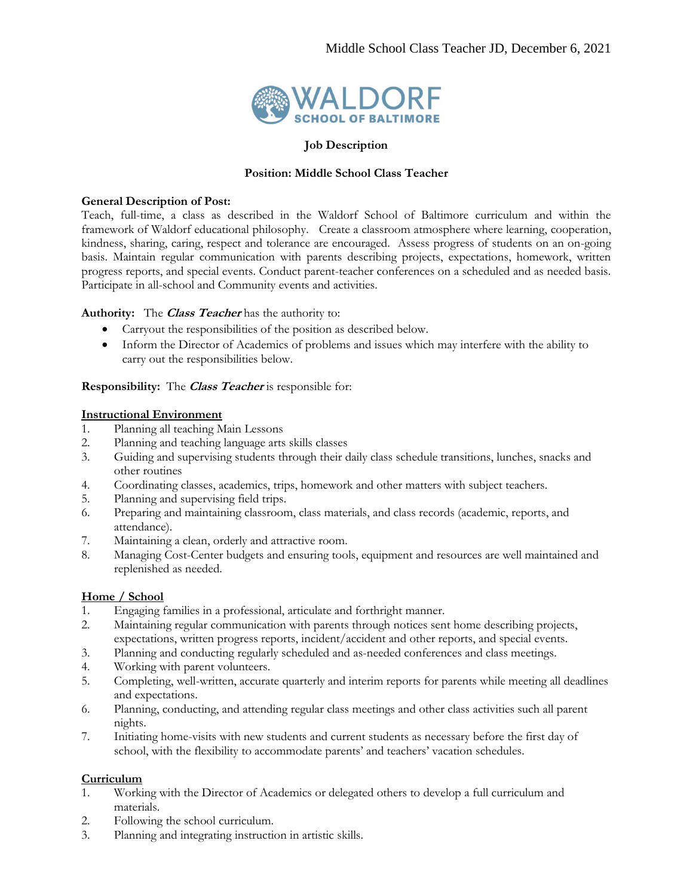Middle School Class Teacher JD, December 6, 2021

WALDORF SCHOOL OF BALTIMORE

**Job Description**

**Position: Middle School Class Teacher**

**General Description of Post:**
Teach, full-time, a class as described in the Waldorf School of Baltimore curriculum and within the framework of Waldorf educational philosophy. Create a classroom atmosphere where learning, cooperation, kindness, sharing, caring, respect and tolerance are encouraged. Assess progress of students on an on-going basis. Maintain regular communication with parents describing projects, expectations, homework, written progress reports, and special events. Conduct parent-teacher conferences on a scheduled and as needed basis. Participate in all-school and Community events and activities.

**Authority:** The ***Class Teacher*** has the authority to:

- Carryout the responsibilities of the position as described below.
- Inform the Director of Academics of problems and issues which may interfere with the ability to carry out the responsibilities below.

**Responsibility:** The ***Class Teacher*** is responsible for:

**Instructional Environment**

1. Planning all teaching Main Lessons
2. Planning and teaching language arts skills classes
3. Guiding and supervising students through their daily class schedule transitions, lunches, snacks and other routines
4. Coordinating classes, academics, trips, homework and other matters with subject teachers.
5. Planning and supervising field trips.
6. Preparing and maintaining classroom, class materials, and class records (academic, reports, and attendance).
7. Maintaining a clean, orderly and attractive room.
8. Managing Cost-Center budgets and ensuring tools, equipment and resources are well maintained and replenished as needed.

**Home / School**

1. Engaging families in a professional, articulate and forthright manner.
2. Maintaining regular communication with parents through notices sent home describing projects, expectations, written progress reports, incident/accident and other reports, and special events.
3. Planning and conducting regularly scheduled and as-needed conferences and class meetings.
4. Working with parent volunteers.
5. Completing, well-written, accurate quarterly and interim reports for parents while meeting all deadlines and expectations.
6. Planning, conducting, and attending regular class meetings and other class activities such all parent nights.
7. Initiating home-visits with new students and current students as necessary before the first day of school, with the flexibility to accommodate parents' and teachers' vacation schedules.

**Curriculum**

1. Working with the Director of Academics or delegated others to develop a full curriculum and materials.
2. Following the school curriculum.
3. Planning and integrating instruction in artistic skills.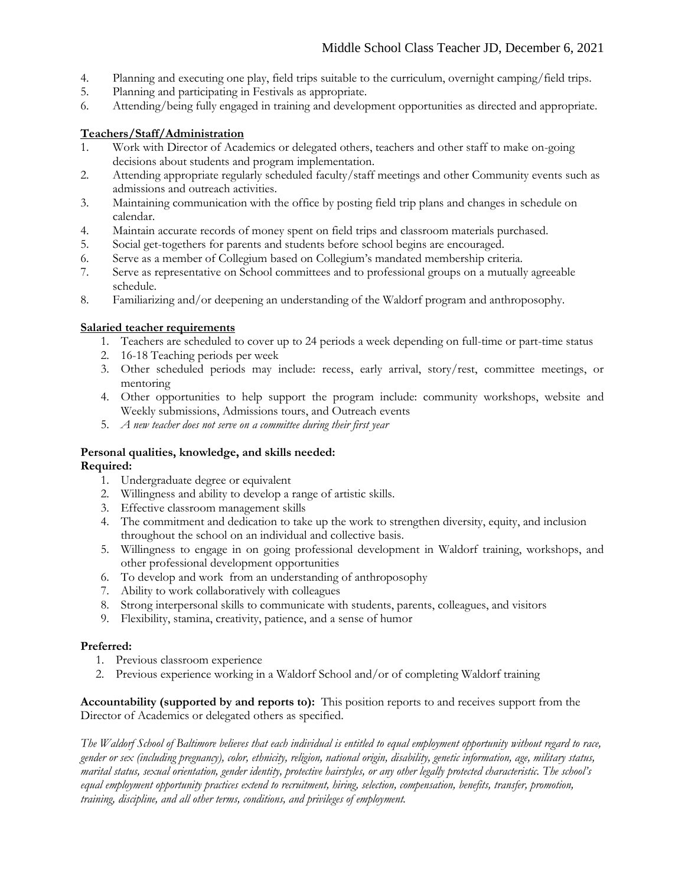4. Planning and executing one play, field trips suitable to the curriculum, overnight camping/field trips.
5. Planning and participating in Festivals as appropriate.
6. Attending/being fully engaged in training and development opportunities as directed and appropriate.

**<u>Teachers/Staff/Administration</u>**

1. Work with Director of Academics or delegated others, teachers and other staff to make on-going decisions about students and program implementation.
2. Attending appropriate regularly scheduled faculty/staff meetings and other Community events such as admissions and outreach activities.
3. Maintaining communication with the office by posting field trip plans and changes in schedule on calendar.
4. Maintain accurate records of money spent on field trips and classroom materials purchased.
5. Social get-togethers for parents and students before school begins are encouraged.
6. Serve as a member of Collegium based on Collegium's mandated membership criteria.
7. Serve as representative on School committees and to professional groups on a mutually agreeable schedule.
8. Familiarizing and/or deepening an understanding of the Waldorf program and anthroposophy.

**<u>Salaried teacher requirements</u>**

1. Teachers are scheduled to cover up to 24 periods a week depending on full-time or part-time status
2. 16-18 Teaching periods per week
3. Other scheduled periods may include: recess, early arrival, story/rest, committee meetings, or mentoring
4. Other opportunities to help support the program include: community workshops, website and Weekly submissions, Admissions tours, and Outreach events
5. *A new teacher does not serve on a committee during their first year*

**Personal qualities, knowledge, and skills needed:**

**Required:**

1. Undergraduate degree or equivalent
2. Willingness and ability to develop a range of artistic skills.
3. Effective classroom management skills
4. The commitment and dedication to take up the work to strengthen diversity, equity, and inclusion throughout the school on an individual and collective basis.
5. Willingness to engage in on going professional development in Waldorf training, workshops, and other professional development opportunities
6. To develop and work from an understanding of anthroposophy
7. Ability to work collaboratively with colleagues
8. Strong interpersonal skills to communicate with students, parents, colleagues, and visitors
9. Flexibility, stamina, creativity, patience, and a sense of humor

**Preferred:**

1. Previous classroom experience
2. Previous experience working in a Waldorf School and/or of completing Waldorf training

**Accountability (supported by and reports to):** This position reports to and receives support from the Director of Academics or delegated others as specified.

*The Waldorf School of Baltimore believes that each individual is entitled to equal employment opportunity without regard to race, gender or sex (including pregnancy), color, ethnicity, religion, national origin, disability, genetic information, age, military status, marital status, sexual orientation, gender identity, protective hairstyles, or any other legally protected characteristic. The school's equal employment opportunity practices extend to recruitment, hiring, selection, compensation, benefits, transfer, promotion, training, discipline, and all other terms, conditions, and privileges of employment.*